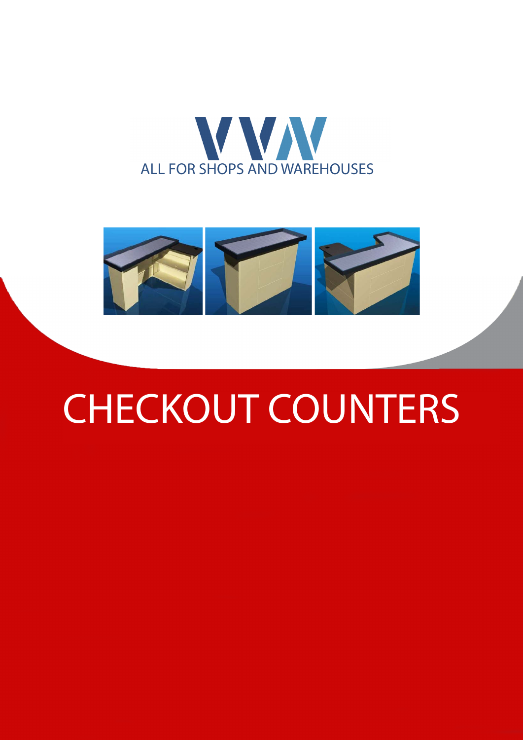ALL FOR SHOPS AND WAREHOUSES

# CHECKOUT COUNTERS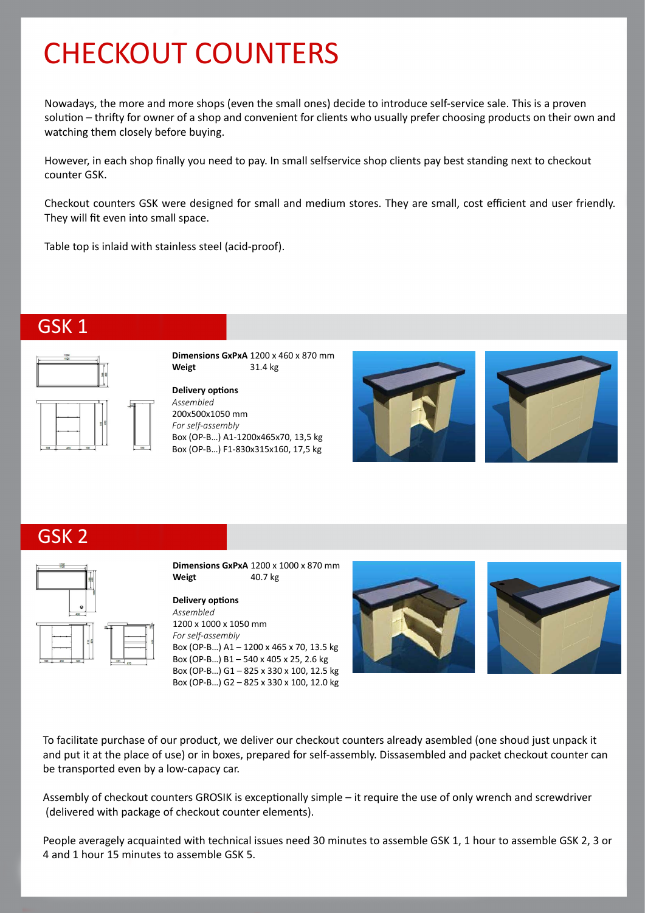# CHECKOUT COUNTERS

Nowadays, the more and more shops (even the small ones) decide to introduce self-service sale. This is a proven solution – thrifty for owner of a shop and convenient for clients who usually prefer choosing products on their own and watching them closely before buying.

However, in each shop finally you need to pay. In small selfservice shop clients pay best standing next to checkout counter GSK.

Checkout counters GSK were designed for small and medium stores. They are small, cost efficient and user friendly. They will fit even into small space.

Table top is inlaid with stainless steel (acid-proof).

## GSK 1

**Dimensions GxPxA** 1200 x 460 x 870 mm
**Weigt** 31.4 kg

**Delivery options**
*Assembled*
200x500x1050 mm
*For self-assembly*
Box (OP-B…) A1-1200x465x70, 13,5 kg
Box (OP-B…) F1-830x315x160, 17,5 kg

## GSK 2

**Dimensions GxPxA** 1200 x 1000 x 870 mm
**Weigt** 40.7 kg

**Delivery options**
*Assembled*
1200 x 1000 x 1050 mm
*For self-assembly*
Box (OP-B…) A1 – 1200 x 465 x 70, 13.5 kg
Box (OP-B…) B1 – 540 x 405 x 25, 2.6 kg
Box (OP-B…) G1 – 825 x 330 x 100, 12.5 kg
Box (OP-B…) G2 – 825 x 330 x 100, 12.0 kg

To facilitate purchase of our product, we deliver our checkout counters already asembled (one shoud just unpack it and put it at the place of use) or in boxes, prepared for self-assembly. Dissasembled and packet checkout counter can be transported even by a low-capacy car.

Assembly of checkout counters GROSIK is exceptionally simple – it require the use of only wrench and screwdriver (delivered with package of checkout counter elements).

People averagely acquainted with technical issues need 30 minutes to assemble GSK 1, 1 hour to assemble GSK 2, 3 or 4 and 1 hour 15 minutes to assemble GSK 5.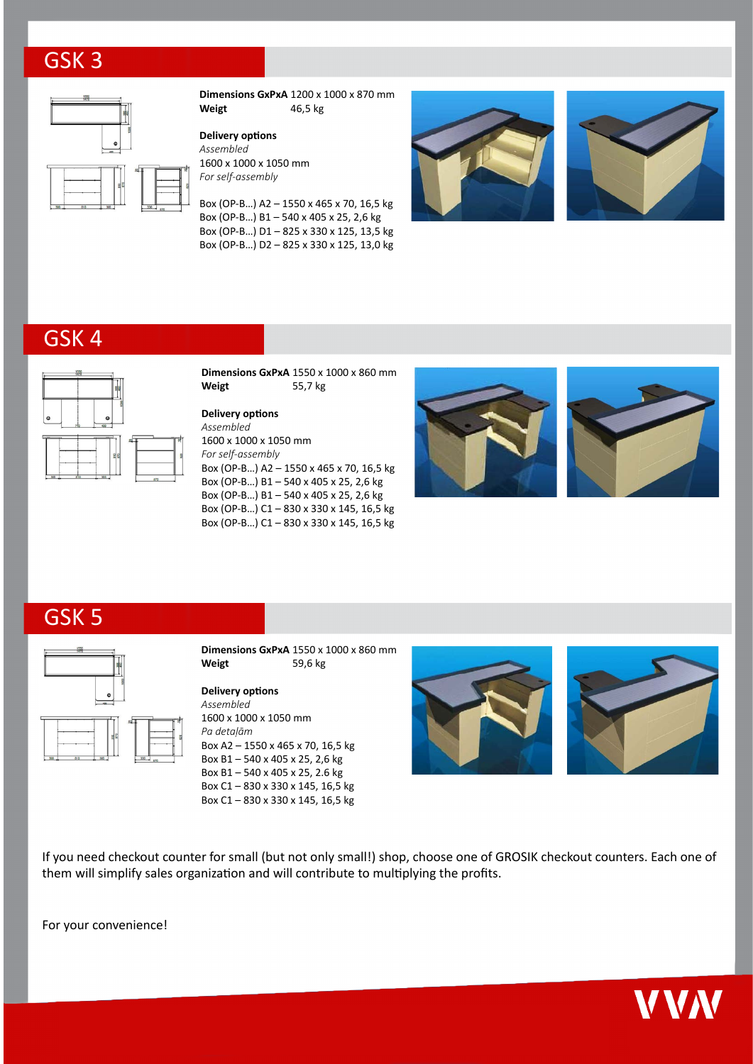## GSK 3

**Dimensions GxPxA** 1200 x 1000 x 870 mm
**Weigt** 46,5 kg

**Delivery options**
*Assembled*
1600 x 1000 x 1050 mm
*For self-assembly*

Box (OP-B…) A2 – 1550 x 465 x 70, 16,5 kg
Box (OP-B…) B1 – 540 x 405 x 25, 2,6 kg
Box (OP-B…) D1 – 825 x 330 x 125, 13,5 kg
Box (OP-B…) D2 – 825 x 330 x 125, 13,0 kg

## GSK 4

**Dimensions GxPxA** 1550 x 1000 x 860 mm
**Weigt** 55,7 kg

**Delivery options**
*Assembled*
1600 x 1000 x 1050 mm
*For self-assembly*
Box (OP-B…) A2 – 1550 x 465 x 70, 16,5 kg
Box (OP-B…) B1 – 540 x 405 x 25, 2,6 kg
Box (OP-B…) B1 – 540 x 405 x 25, 2,6 kg
Box (OP-B…) C1 – 830 x 330 x 145, 16,5 kg
Box (OP-B…) C1 – 830 x 330 x 145, 16,5 kg

## GSK 5

**Dimensions GxPxA** 1550 x 1000 x 860 mm
**Weigt** 59,6 kg

**Delivery options**
*Assembled*
1600 x 1000 x 1050 mm
*Pa detaļām*
Box A2 – 1550 x 465 x 70, 16,5 kg
Box B1 – 540 x 405 x 25, 2,6 kg
Box B1 – 540 x 405 x 25, 2.6 kg
Box C1 – 830 x 330 x 145, 16,5 kg
Box C1 – 830 x 330 x 145, 16,5 kg

If you need checkout counter for small (but not only small!) shop, choose one of GROSIK checkout counters. Each one of them will simplify sales organization and will contribute to multiplying the profits.

For your convenience!